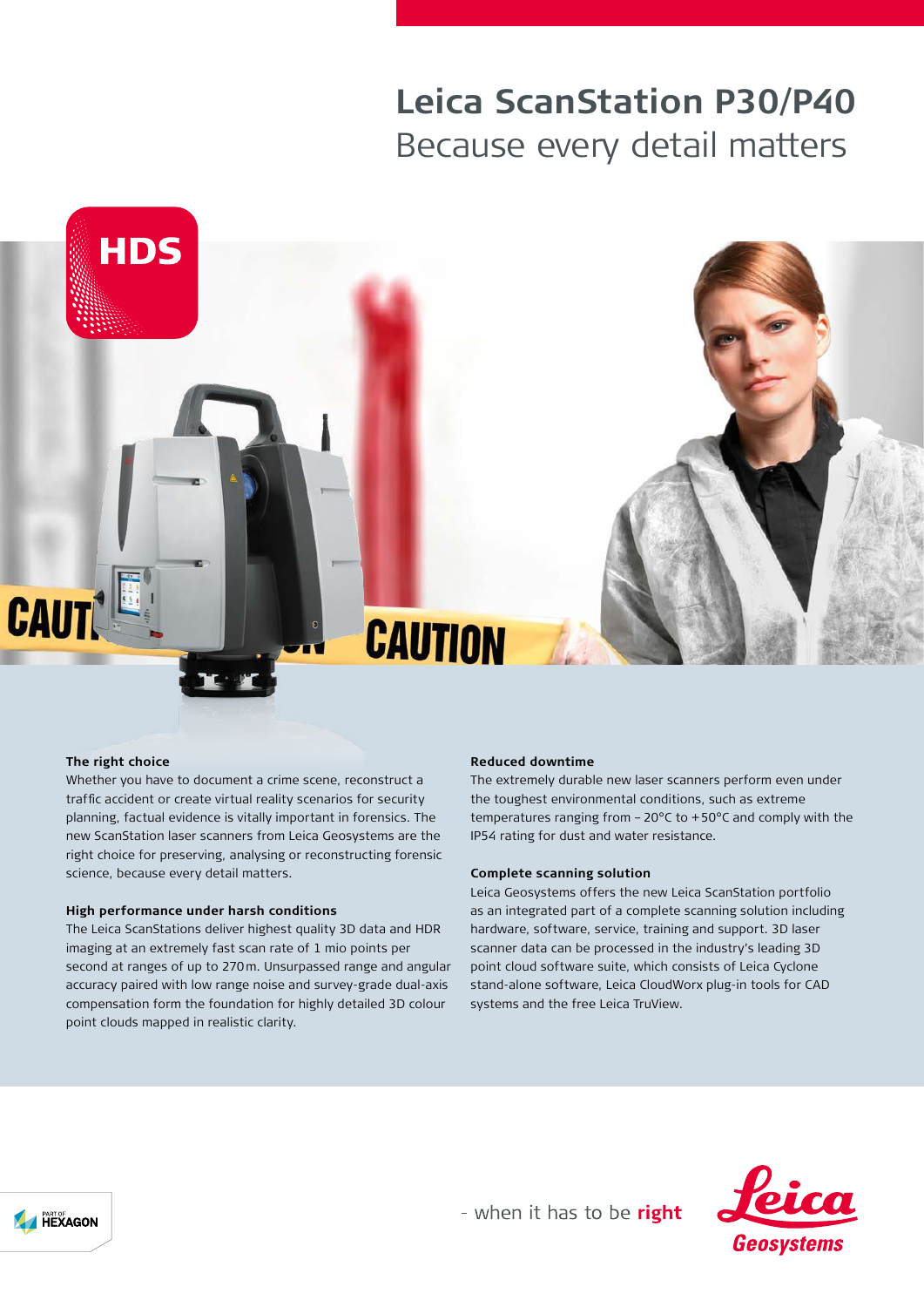# Leica ScanStation P30/P40

## Because every detail matters

HDS

### The right choice

Whether you have to document a crime scene, reconstruct a traffic accident or create virtual reality scenarios for security planning, factual evidence is vitally important in forensics. The new ScanStation laser scanners from Leica Geosystems are the right choice for preserving, analysing or reconstructing forensic science, because every detail matters.

### High performance under harsh conditions

The Leica ScanStations deliver highest quality 3D data and HDR imaging at an extremely fast scan rate of 1 mio points per second at ranges of up to 270 m. Unsurpassed range and angular accuracy paired with low range noise and survey-grade dual-axis compensation form the foundation for highly detailed 3D colour point clouds mapped in realistic clarity.

### Reduced downtime

The extremely durable new laser scanners perform even under the toughest environmental conditions, such as extreme temperatures ranging from – 20°C to + 50°C and comply with the IP54 rating for dust and water resistance.

### Complete scanning solution

Leica Geosystems offers the new Leica ScanStation portfolio as an integrated part of a complete scanning solution including hardware, software, service, training and support. 3D laser scanner data can be processed in the industry's leading 3D point cloud software suite, which consists of Leica Cyclone stand-alone software, Leica CloudWorx plug-in tools for CAD systems and the free Leica TruView.

PART OF HEXAGON

- when it has to be **right**

Leica Geosystems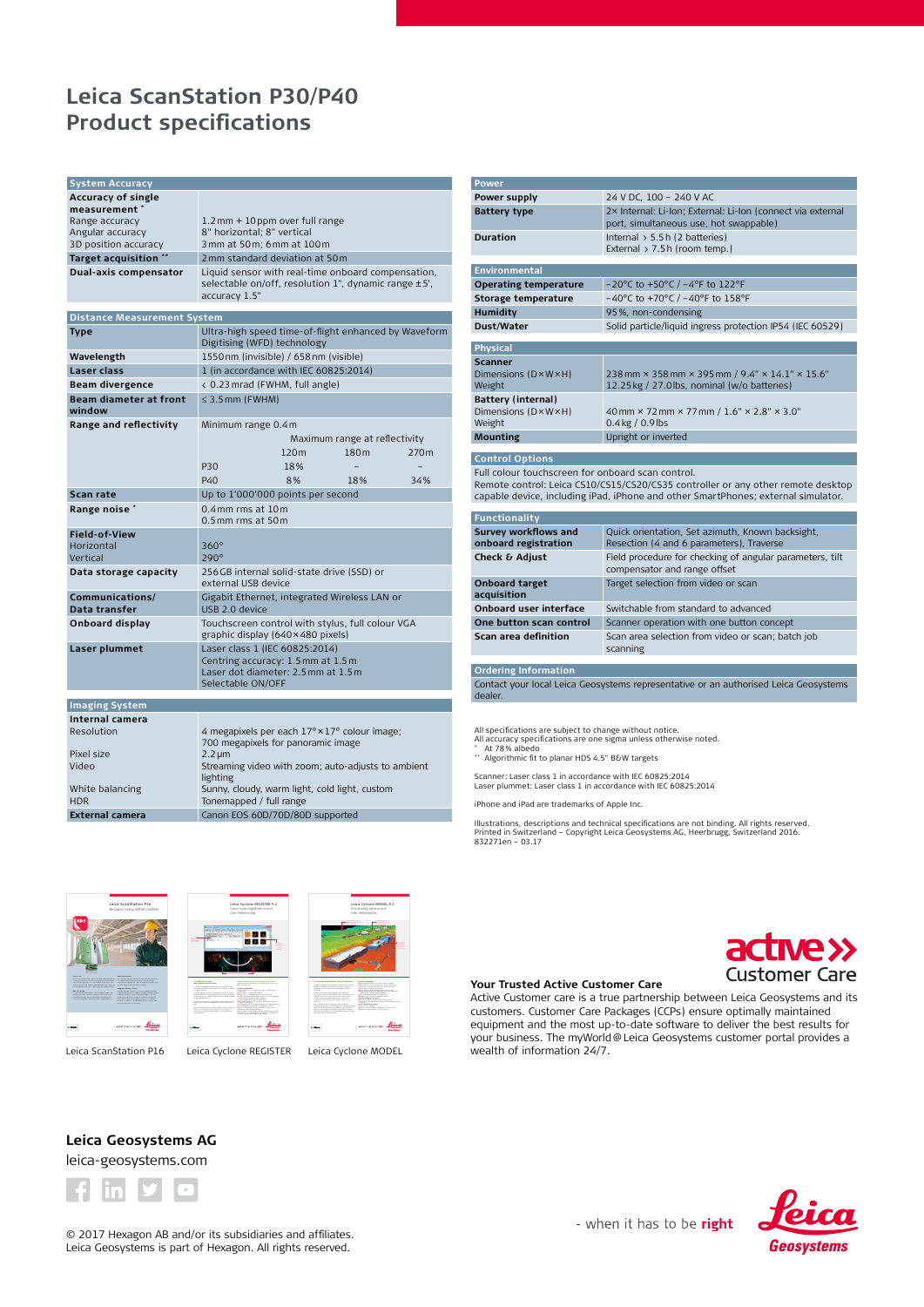# Leica ScanStation P30/P40
# Product specifications

| System Accuracy | |
|---|---|
| **Accuracy of single measurement** * <br>Range accuracy<br>Angular accuracy<br>3D position accuracy | <br><br>1.2 mm + 10 ppm over full range<br>8" horizontal; 8" vertical<br>3 mm at 50 m; 6 mm at 100 m |
| **Target acquisition** ** | 2 mm standard deviation at 50 m |
| **Dual-axis compensator** | Liquid sensor with real-time onboard compensation, selectable on/off, resolution 1", dynamic range ±5', accuracy 1.5" |

| Distance Measurement System | | | | |
|---|---|---|---|---|
| **Type** | Ultra-high speed time-of-flight enhanced by Waveform Digitising (WFD) technology | | | |
| **Wavelength** | 1550 nm (invisible) / 658 nm (visible) | | | |
| **Laser class** | 1 (in accordance with IEC 60825:2014) | | | |
| **Beam divergence** | < 0.23 mrad (FWHM, full angle) | | | |
| **Beam diameter at front window** | ≤ 3.5 mm (FWHM) | | | |
| **Range and reflectivity** | Minimum range 0.4 m | | | |
| | | Maximum range at reflectivity | | |
| | | 120 m | 180 m | 270 m |
| | P30 | 18% | – | – |
| | P40 | 8% | 18% | 34% |
| **Scan rate** | Up to 1'000'000 points per second | | | |
| **Range noise** * | 0.4 mm rms at 10 m<br>0.5 mm rms at 50 m | | | |
| **Field-of-View**<br>Horizontal<br>Vertical | <br>360°<br>290° | | | |
| **Data storage capacity** | 256 GB internal solid-state drive (SSD) or external USB device | | | |
| **Communications/ Data transfer** | Gigabit Ethernet, integrated Wireless LAN or USB 2.0 device | | | |
| **Onboard display** | Touchscreen control with stylus, full colour VGA graphic display (640 × 480 pixels) | | | |
| **Laser plummet** | Laser class 1 (IEC 60825:2014)<br>Centring accuracy: 1.5 mm at 1.5 m<br>Laser dot diameter: 2.5 mm at 1.5 m<br>Selectable ON/OFF | | | |

| Imaging System | |
|---|---|
| **Internal camera**<br>Resolution<br><br>Pixel size<br>Video<br><br>White balancing<br>HDR | <br>4 megapixels per each 17° × 17° colour image; 700 megapixels for panoramic image<br>2.2 µm<br>Streaming video with zoom; auto-adjusts to ambient lighting<br>Sunny, cloudy, warm light, cold light, custom<br>Tonemapped / full range |
| **External camera** | Canon EOS 60D/70D/80D supported |

| Power | |
|---|---|
| **Power supply** | 24 V DC, 100 – 240 V AC |
| **Battery type** | 2× Internal: Li-Ion; External: Li-Ion (connect via external port, simultaneous use, hot swappable) |
| **Duration** | Internal > 5.5 h (2 batteries)<br>External > 7.5 h (room temp.) |

| Environmental | |
|---|---|
| **Operating temperature** | –20°C to +50°C / –4°F to 122°F |
| **Storage temperature** | –40°C to +70°C / –40°F to 158°F |
| **Humidity** | 95%, non-condensing |
| **Dust/Water** | Solid particle/liquid ingress protection IP54 (IEC 60529) |

| Physical | |
|---|---|
| **Scanner**<br>Dimensions (D × W × H)<br>Weight | <br>238 mm × 358 mm × 395 mm / 9.4" × 14.1" × 15.6"<br>12.25 kg / 27.0 lbs, nominal (w/o batteries) |
| **Battery (internal)**<br>Dimensions (D × W × H)<br>Weight | <br>40 mm × 72 mm × 77 mm / 1.6" × 2.8" × 3.0"<br>0.4 kg / 0.9 lbs |
| **Mounting** | Upright or inverted |

**Control Options**

Full colour touchscreen for onboard scan control.
Remote control: Leica CS10/CS15/CS20/CS35 controller or any other remote desktop capable device, including iPad, iPhone and other SmartPhones; external simulator.

| Functionality | |
|---|---|
| **Survey workflows and onboard registration** | Quick orientation, Set azimuth, Known backsight, Resection (4 and 6 parameters), Traverse |
| **Check & Adjust** | Field procedure for checking of angular parameters, tilt compensator and range offset |
| **Onboard target acquisition** | Target selection from video or scan |
| **Onboard user interface** | Switchable from standard to advanced |
| **One button scan control** | Scanner operation with one button concept |
| **Scan area definition** | Scan area selection from video or scan; batch job scanning |

**Ordering Information**

Contact your local Leica Geosystems representative or an authorised Leica Geosystems dealer.

All specifications are subject to change without notice.
All accuracy specifications are one sigma unless otherwise noted.
\* At 78% albedo
\*\* Algorithmic fit to planar HDS 4.5" B&W targets

Scanner: Laser class 1 in accordance with IEC 60825:2014
Laser plummet: Laser class 1 in accordance with IEC 60825:2014

iPhone and iPad are trademarks of Apple Inc.

Illustrations, descriptions and technical specifications are not binding. All rights reserved.
Printed in Switzerland – Copyright Leica Geosystems AG, Heerbrugg, Switzerland 2016.
832271en – 03.17

Leica ScanStation P16

Leica Cyclone REGISTER

Leica Cyclone MODEL

active Customer Care

**Your Trusted Active Customer Care**
Active Customer care is a true partnership between Leica Geosystems and its customers. Customer Care Packages (CCPs) ensure optimally maintained equipment and the most up-to-date software to deliver the best results for your business. The myWorld@Leica Geosystems customer portal provides a wealth of information 24/7.

**Leica Geosystems AG**
leica-geosystems.com

© 2017 Hexagon AB and/or its subsidiaries and affiliates.
Leica Geosystems is part of Hexagon. All rights reserved.

- when it has to be **right**

Leica Geosystems